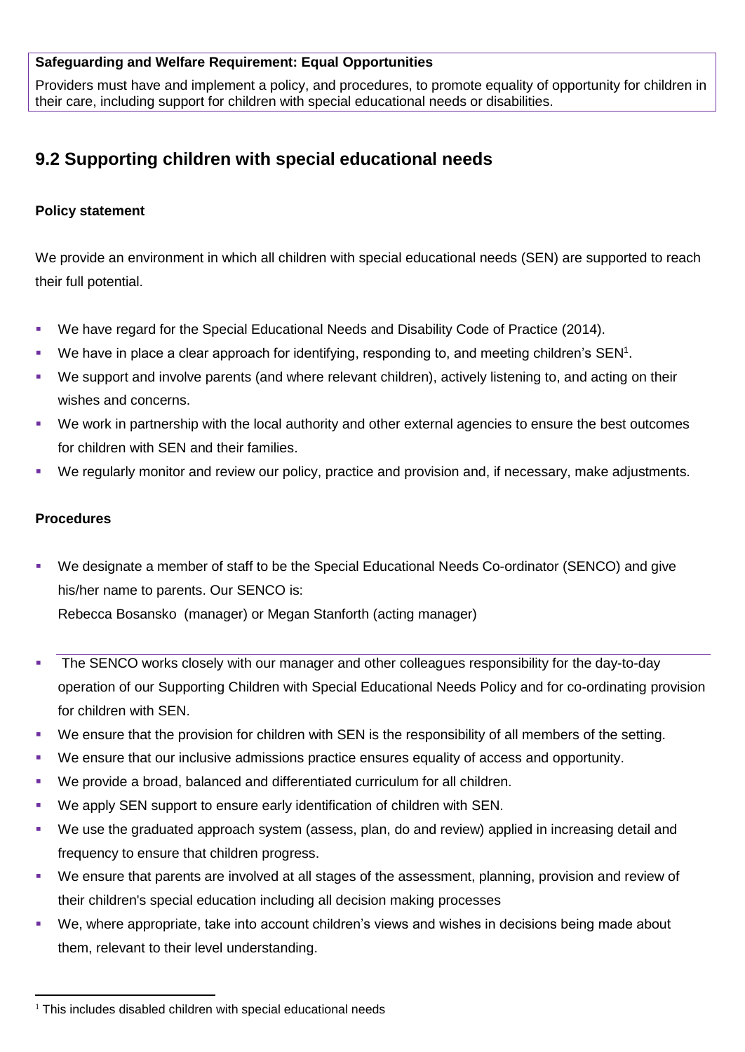**Safeguarding and Welfare Requirement: Equal Opportunities**

Providers must have and implement a policy, and procedures, to promote equality of opportunity for children in their care, including support for children with special educational needs or disabilities.

## 9.2 Supporting children with special educational needs

**Policy statement**

We provide an environment in which all children with special educational needs (SEN) are supported to reach their full potential.

- We have regard for the Special Educational Needs and Disability Code of Practice (2014).
- We have in place a clear approach for identifying, responding to, and meeting children's SEN[1].
- We support and involve parents (and where relevant children), actively listening to, and acting on their wishes and concerns.
- We work in partnership with the local authority and other external agencies to ensure the best outcomes for children with SEN and their families.
- We regularly monitor and review our policy, practice and provision and, if necessary, make adjustments.

**Procedures**

- We designate a member of staff to be the Special Educational Needs Co-ordinator (SENCO) and give his/her name to parents. Our SENCO is:
  Rebecca Bosansko (manager) or Megan Stanforth (acting manager)
- The SENCO works closely with our manager and other colleagues responsibility for the day-to-day operation of our Supporting Children with Special Educational Needs Policy and for co-ordinating provision for children with SEN.
- We ensure that the provision for children with SEN is the responsibility of all members of the setting.
- We ensure that our inclusive admissions practice ensures equality of access and opportunity.
- We provide a broad, balanced and differentiated curriculum for all children.
- We apply SEN support to ensure early identification of children with SEN.
- We use the graduated approach system (assess, plan, do and review) applied in increasing detail and frequency to ensure that children progress.
- We ensure that parents are involved at all stages of the assessment, planning, provision and review of their children's special education including all decision making processes
- We, where appropriate, take into account children's views and wishes in decisions being made about them, relevant to their level understanding.

[1] This includes disabled children with special educational needs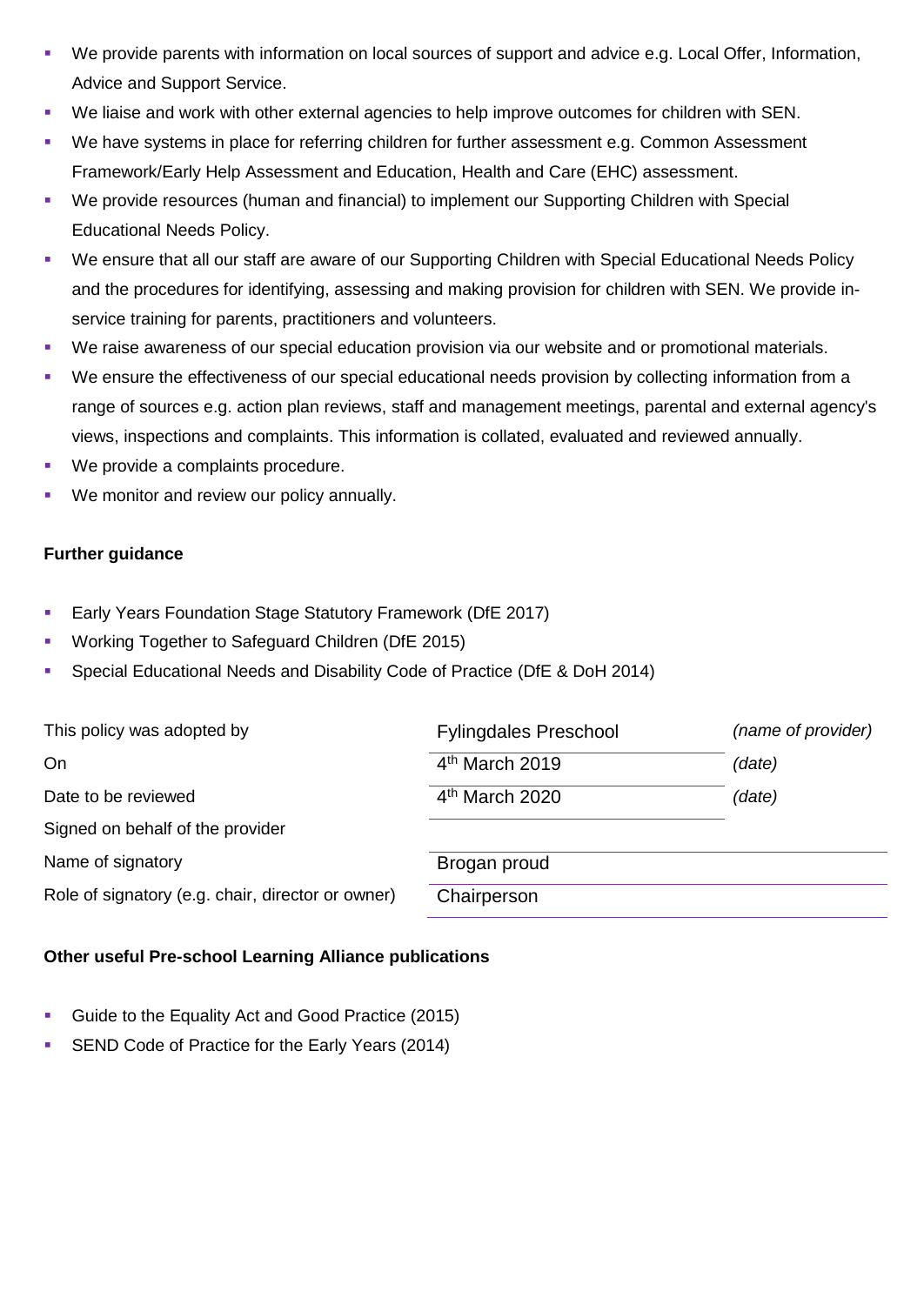- We provide parents with information on local sources of support and advice e.g. Local Offer, Information, Advice and Support Service.
- We liaise and work with other external agencies to help improve outcomes for children with SEN.
- We have systems in place for referring children for further assessment e.g. Common Assessment Framework/Early Help Assessment and Education, Health and Care (EHC) assessment.
- We provide resources (human and financial) to implement our Supporting Children with Special Educational Needs Policy.
- We ensure that all our staff are aware of our Supporting Children with Special Educational Needs Policy and the procedures for identifying, assessing and making provision for children with SEN. We provide in-service training for parents, practitioners and volunteers.
- We raise awareness of our special education provision via our website and or promotional materials.
- We ensure the effectiveness of our special educational needs provision by collecting information from a range of sources e.g. action plan reviews, staff and management meetings, parental and external agency's views, inspections and complaints. This information is collated, evaluated and reviewed annually.
- We provide a complaints procedure.
- We monitor and review our policy annually.

**Further guidance**

- Early Years Foundation Stage Statutory Framework (DfE 2017)
- Working Together to Safeguard Children (DfE 2015)
- Special Educational Needs and Disability Code of Practice (DfE & DoH 2014)

| | | |
|---|---|---|
| This policy was adopted by | Fylingdales Preschool | *(name of provider)* |
| On | 4th March 2019 | *(date)* |
| Date to be reviewed | 4th March 2020 | *(date)* |
| Signed on behalf of the provider | | |
| Name of signatory | Brogan proud | |
| Role of signatory (e.g. chair, director or owner) | Chairperson | |

**Other useful Pre-school Learning Alliance publications**

- Guide to the Equality Act and Good Practice (2015)
- SEND Code of Practice for the Early Years (2014)